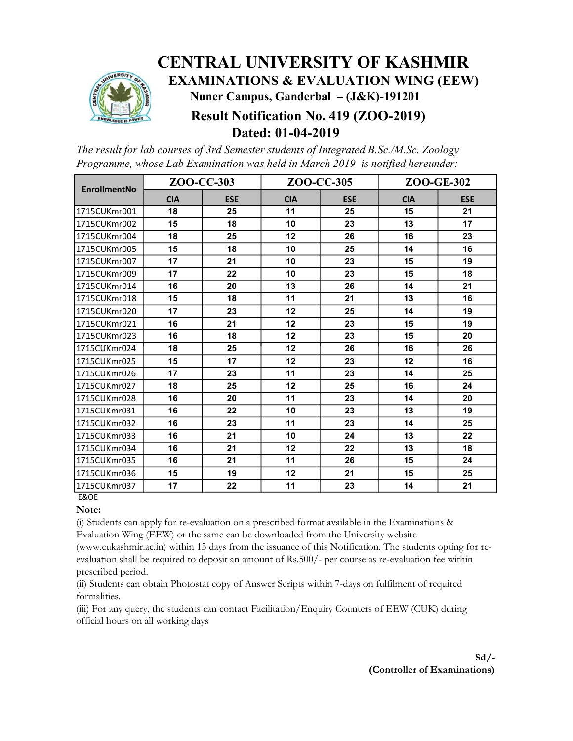# CENTRAL UNIVERSITY OF KASHMIR

## EXAMINATIONS & EVALUATION WING (EEW)

**Nuner Campus, Ganderbal – (J&K)-191201**

### Result Notification No. 419 (ZOO-2019)

### Dated: 01-04-2019

*The result for lab courses of 3rd Semester students of Integrated B.Sc./M.Sc. Zoology Programme, whose Lab Examination was held in March 2019 is notified hereunder:*

| EnrollmentNo | ZOO-CC-303 | | ZOO-CC-305 | | ZOO-GE-302 | |
|---|---|---|---|---|---|---|
| | CIA | ESE | CIA | ESE | CIA | ESE |
| 1715CUKmr001 | 18 | 25 | 11 | 25 | 15 | 21 |
| 1715CUKmr002 | 15 | 18 | 10 | 23 | 13 | 17 |
| 1715CUKmr004 | 18 | 25 | 12 | 26 | 16 | 23 |
| 1715CUKmr005 | 15 | 18 | 10 | 25 | 14 | 16 |
| 1715CUKmr007 | 17 | 21 | 10 | 23 | 15 | 19 |
| 1715CUKmr009 | 17 | 22 | 10 | 23 | 15 | 18 |
| 1715CUKmr014 | 16 | 20 | 13 | 26 | 14 | 21 |
| 1715CUKmr018 | 15 | 18 | 11 | 21 | 13 | 16 |
| 1715CUKmr020 | 17 | 23 | 12 | 25 | 14 | 19 |
| 1715CUKmr021 | 16 | 21 | 12 | 23 | 15 | 19 |
| 1715CUKmr023 | 16 | 18 | 12 | 23 | 15 | 20 |
| 1715CUKmr024 | 18 | 25 | 12 | 26 | 16 | 26 |
| 1715CUKmr025 | 15 | 17 | 12 | 23 | 12 | 16 |
| 1715CUKmr026 | 17 | 23 | 11 | 23 | 14 | 25 |
| 1715CUKmr027 | 18 | 25 | 12 | 25 | 16 | 24 |
| 1715CUKmr028 | 16 | 20 | 11 | 23 | 14 | 20 |
| 1715CUKmr031 | 16 | 22 | 10 | 23 | 13 | 19 |
| 1715CUKmr032 | 16 | 23 | 11 | 23 | 14 | 25 |
| 1715CUKmr033 | 16 | 21 | 10 | 24 | 13 | 22 |
| 1715CUKmr034 | 16 | 21 | 12 | 22 | 13 | 18 |
| 1715CUKmr035 | 16 | 21 | 11 | 26 | 15 | 24 |
| 1715CUKmr036 | 15 | 19 | 12 | 21 | 15 | 25 |
| 1715CUKmr037 | 17 | 22 | 11 | 23 | 14 | 21 |

E&OE

**Note:**

(i) Students can apply for re-evaluation on a prescribed format available in the Examinations & Evaluation Wing (EEW) or the same can be downloaded from the University website (www.cukashmir.ac.in) within 15 days from the issuance of this Notification. The students opting for re-evaluation shall be required to deposit an amount of Rs.500/- per course as re-evaluation fee within prescribed period.

(ii) Students can obtain Photostat copy of Answer Scripts within 7-days on fulfilment of required formalities.

(iii) For any query, the students can contact Facilitation/Enquiry Counters of EEW (CUK) during official hours on all working days

**Sd/-**

**(Controller of Examinations)**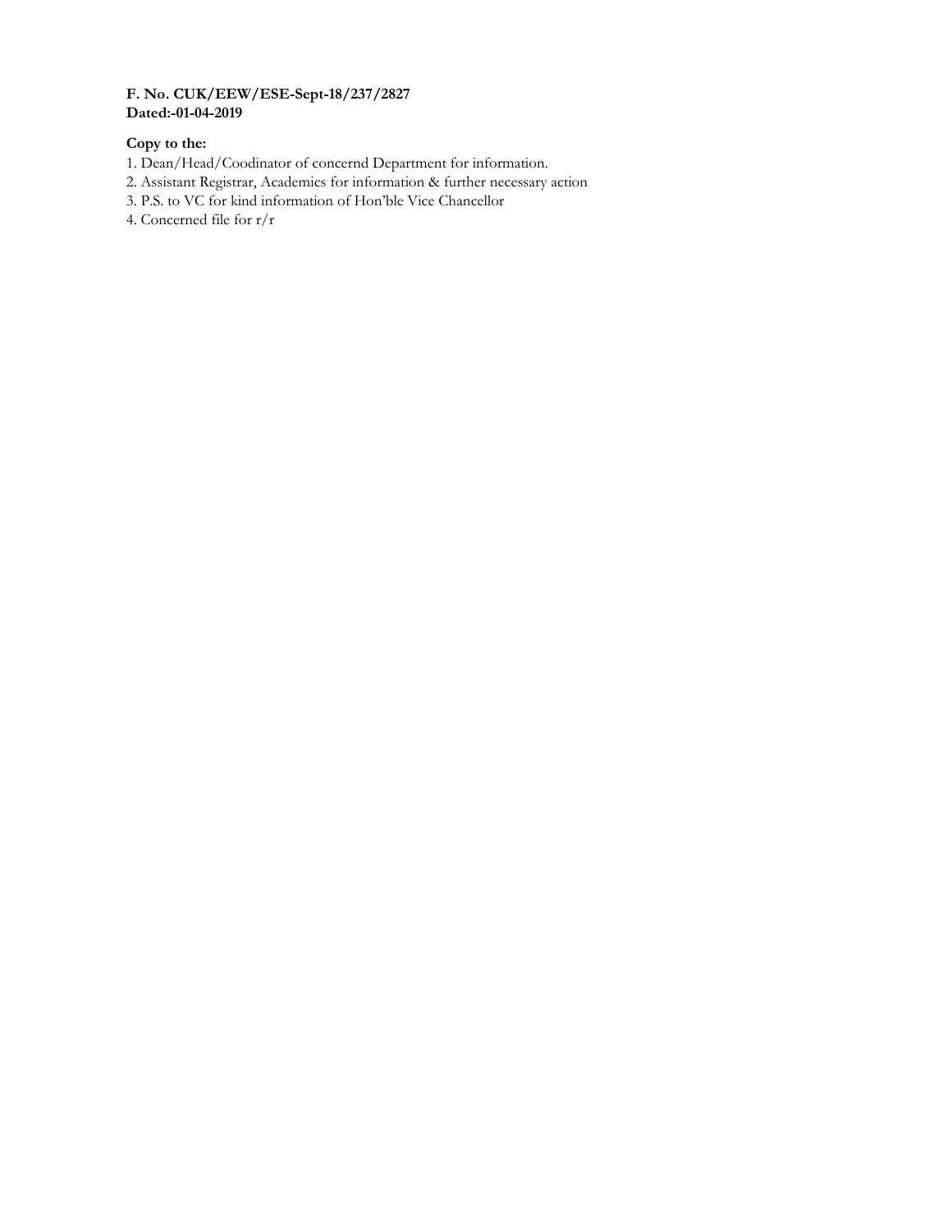**F. No. CUK/EEW/ESE-Sept-18/237/2827**
**Dated:-01-04-2019**

**Copy to the:**

1. Dean/Head/Coodinator of concernd Department for information.
2. Assistant Registrar, Academics for information & further necessary action
3. P.S. to VC for kind information of Hon'ble Vice Chancellor
4. Concerned file for r/r